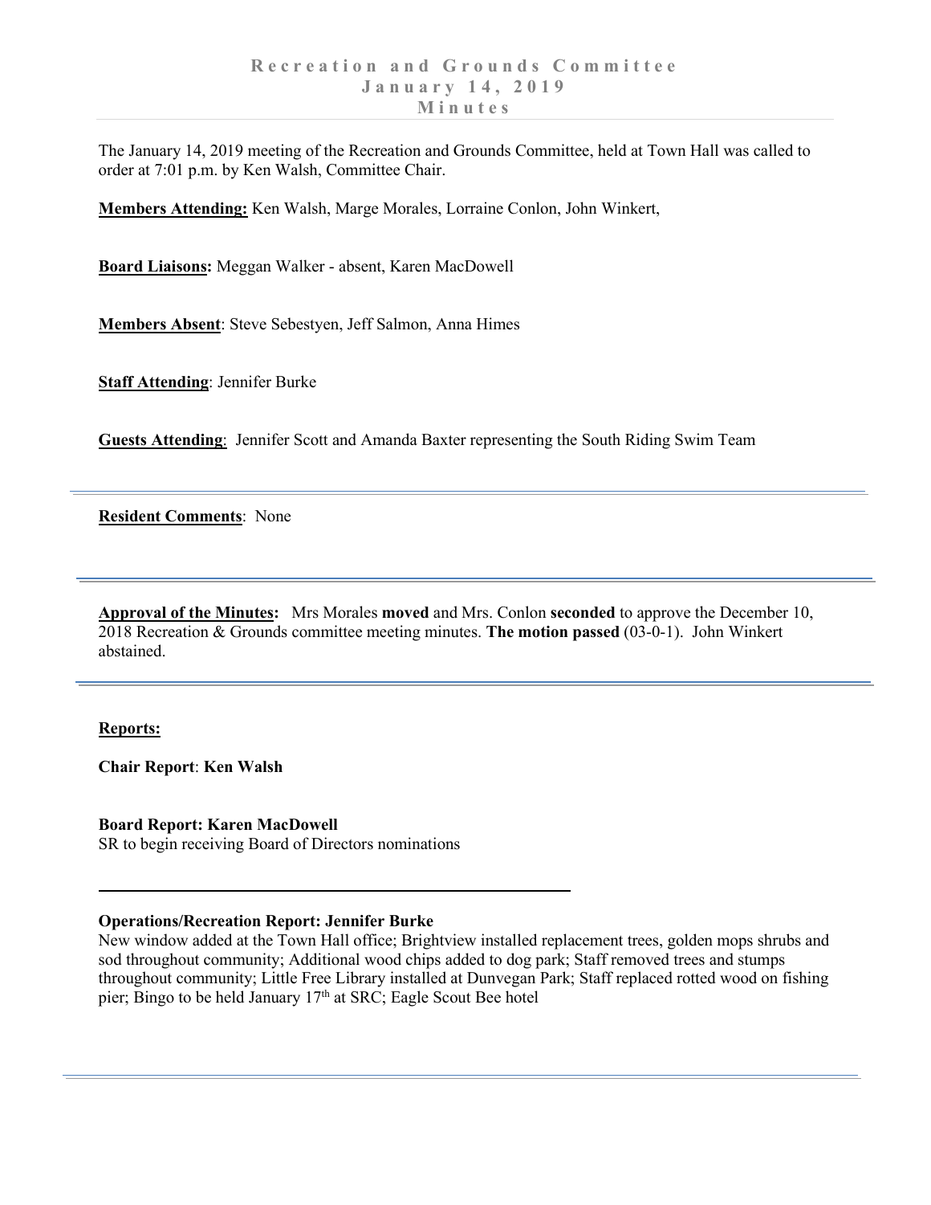# Recreation and Grounds Committee
## January 14, 2019
## Minutes

The January 14, 2019 meeting of the Recreation and Grounds Committee, held at Town Hall was called to order at 7:01 p.m. by Ken Walsh, Committee Chair.

**Members Attending:** Ken Walsh, Marge Morales, Lorraine Conlon, John Winkert,

**Board Liaisons:** Meggan Walker - absent, Karen MacDowell

**Members Absent**: Steve Sebestyen, Jeff Salmon, Anna Himes

**Staff Attending**: Jennifer Burke

**Guests Attending**: Jennifer Scott and Amanda Baxter representing the South Riding Swim Team

---

**Resident Comments**: None

---

**Approval of the Minutes:** Mrs Morales **moved** and Mrs. Conlon **seconded** to approve the December 10, 2018 Recreation & Grounds committee meeting minutes. **The motion passed** (03-0-1). John Winkert abstained.

---

**Reports:**

**Chair Report**: **Ken Walsh**

**Board Report: Karen MacDowell**
SR to begin receiving Board of Directors nominations

---

**Operations/Recreation Report: Jennifer Burke**
New window added at the Town Hall office; Brightview installed replacement trees, golden mops shrubs and sod throughout community; Additional wood chips added to dog park; Staff removed trees and stumps throughout community; Little Free Library installed at Dunvegan Park; Staff replaced rotted wood on fishing pier; Bingo to be held January 17th at SRC; Eagle Scout Bee hotel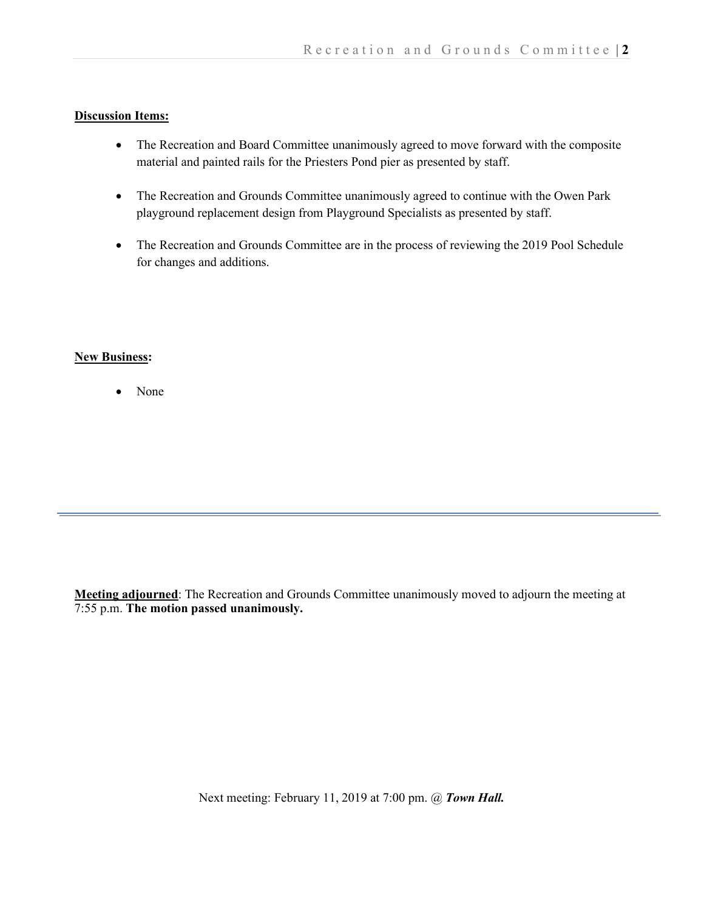**Discussion Items:**

- The Recreation and Board Committee unanimously agreed to move forward with the composite material and painted rails for the Priesters Pond pier as presented by staff.
- The Recreation and Grounds Committee unanimously agreed to continue with the Owen Park playground replacement design from Playground Specialists as presented by staff.
- The Recreation and Grounds Committee are in the process of reviewing the 2019 Pool Schedule for changes and additions.

**New Business:**

- None

---

**Meeting adjourned**: The Recreation and Grounds Committee unanimously moved to adjourn the meeting at 7:55 p.m. **The motion passed unanimously.**

Next meeting: February 11, 2019 at 7:00 pm. @ ***Town Hall.***